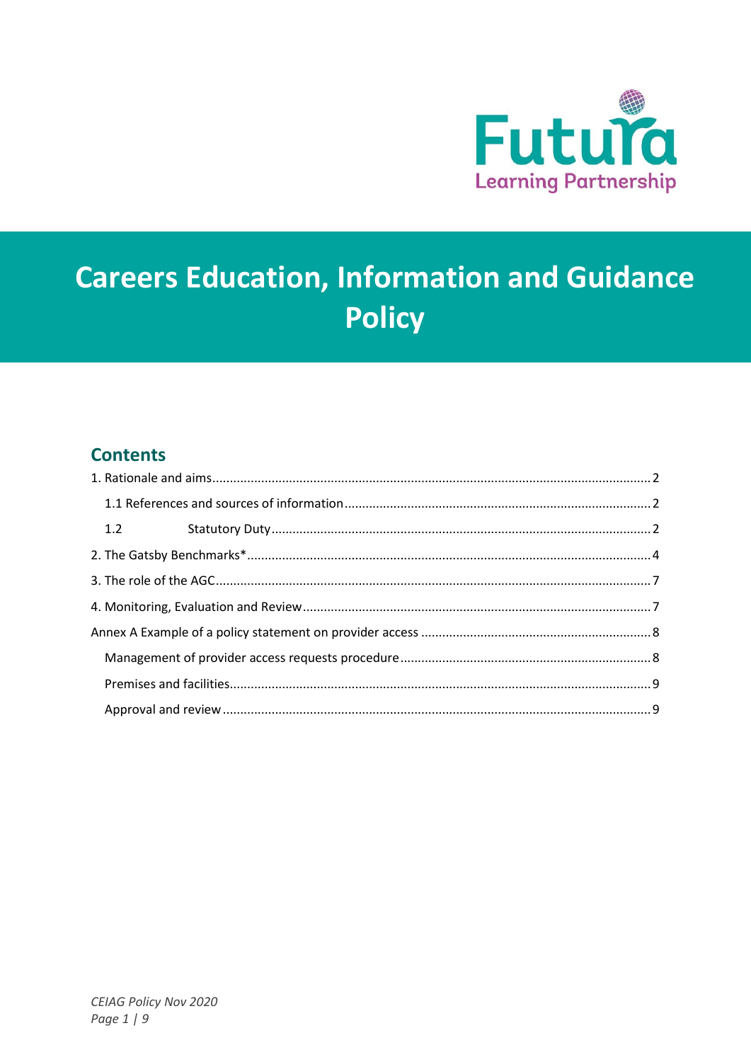Futura Learning Partnership

# Careers Education, Information and Guidance Policy

## Contents

1. Rationale and aims ........................................ 2
   - 1.1 References and sources of information ........................................ 2
   - 1.2 Statutory Duty ........................................ 2
2. The Gatsby Benchmarks* ........................................ 4
3. The role of the AGC ........................................ 7
4. Monitoring, Evaluation and Review ........................................ 7

Annex A Example of a policy statement on provider access ........................................ 8
- Management of provider access requests procedure ........................................ 8
- Premises and facilities ........................................ 9
- Approval and review ........................................ 9

*CEIAG Policy Nov 2020*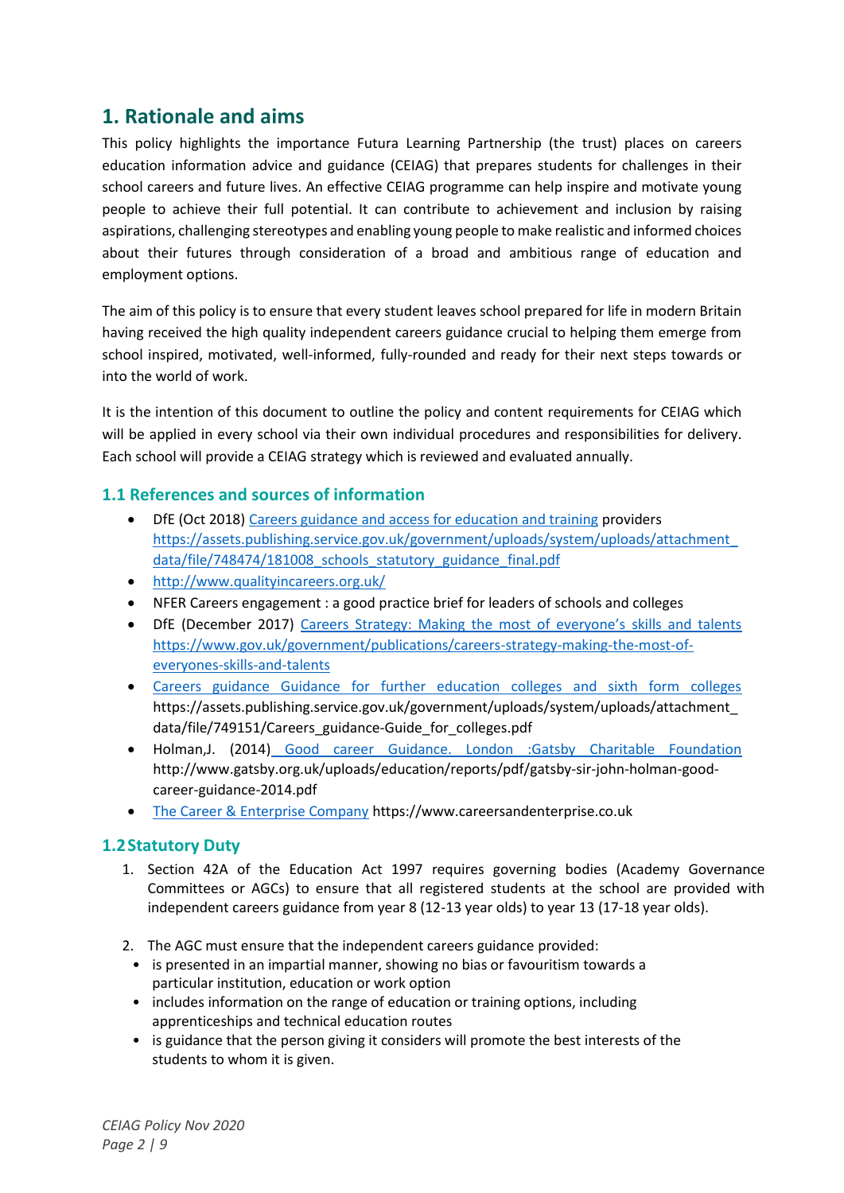## 1. Rationale and aims

This policy highlights the importance Futura Learning Partnership (the trust) places on careers education information advice and guidance (CEIAG) that prepares students for challenges in their school careers and future lives. An effective CEIAG programme can help inspire and motivate young people to achieve their full potential. It can contribute to achievement and inclusion by raising aspirations, challenging stereotypes and enabling young people to make realistic and informed choices about their futures through consideration of a broad and ambitious range of education and employment options.

The aim of this policy is to ensure that every student leaves school prepared for life in modern Britain having received the high quality independent careers guidance crucial to helping them emerge from school inspired, motivated, well-informed, fully-rounded and ready for their next steps towards or into the world of work.

It is the intention of this document to outline the policy and content requirements for CEIAG which will be applied in every school via their own individual procedures and responsibilities for delivery. Each school will provide a CEIAG strategy which is reviewed and evaluated annually.

### 1.1 References and sources of information

- DfE (Oct 2018) Careers guidance and access for education and training providers https://assets.publishing.service.gov.uk/government/uploads/system/uploads/attachment_data/file/748474/181008_schools_statutory_guidance_final.pdf
- http://www.qualityincareers.org.uk/
- NFER Careers engagement : a good practice brief for leaders of schools and colleges
- DfE (December 2017) Careers Strategy: Making the most of everyone's skills and talents https://www.gov.uk/government/publications/careers-strategy-making-the-most-of-everyones-skills-and-talents
- Careers guidance Guidance for further education colleges and sixth form colleges https://assets.publishing.service.gov.uk/government/uploads/system/uploads/attachment_data/file/749151/Careers_guidance-Guide_for_colleges.pdf
- Holman,J. (2014) Good career Guidance. London :Gatsby Charitable Foundation http://www.gatsby.org.uk/uploads/education/reports/pdf/gatsby-sir-john-holman-good-career-guidance-2014.pdf
- The Career & Enterprise Company https://www.careersandenterprise.co.uk

### 1.2 Statutory Duty

1. Section 42A of the Education Act 1997 requires governing bodies (Academy Governance Committees or AGCs) to ensure that all registered students at the school are provided with independent careers guidance from year 8 (12-13 year olds) to year 13 (17-18 year olds).

2. The AGC must ensure that the independent careers guidance provided:
   - is presented in an impartial manner, showing no bias or favouritism towards a particular institution, education or work option
   - includes information on the range of education or training options, including apprenticeships and technical education routes
   - is guidance that the person giving it considers will promote the best interests of the students to whom it is given.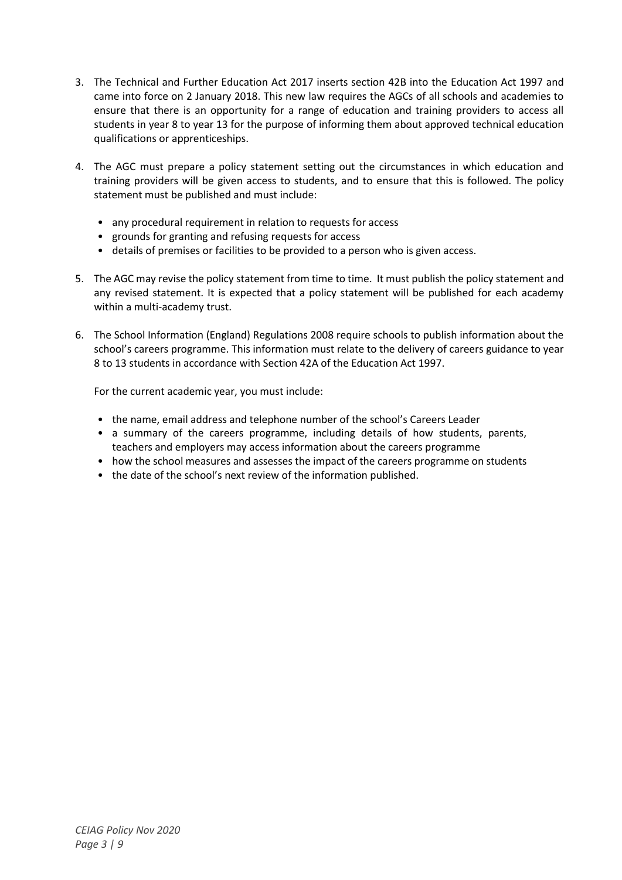3. The Technical and Further Education Act 2017 inserts section 42B into the Education Act 1997 and came into force on 2 January 2018. This new law requires the AGCs of all schools and academies to ensure that there is an opportunity for a range of education and training providers to access all students in year 8 to year 13 for the purpose of informing them about approved technical education qualifications or apprenticeships.

4. The AGC must prepare a policy statement setting out the circumstances in which education and training providers will be given access to students, and to ensure that this is followed. The policy statement must be published and must include:

    - any procedural requirement in relation to requests for access
    - grounds for granting and refusing requests for access
    - details of premises or facilities to be provided to a person who is given access.

5. The AGC may revise the policy statement from time to time. It must publish the policy statement and any revised statement. It is expected that a policy statement will be published for each academy within a multi-academy trust.

6. The School Information (England) Regulations 2008 require schools to publish information about the school's careers programme. This information must relate to the delivery of careers guidance to year 8 to 13 students in accordance with Section 42A of the Education Act 1997.

    For the current academic year, you must include:

    - the name, email address and telephone number of the school's Careers Leader
    - a summary of the careers programme, including details of how students, parents, teachers and employers may access information about the careers programme
    - how the school measures and assesses the impact of the careers programme on students
    - the date of the school's next review of the information published.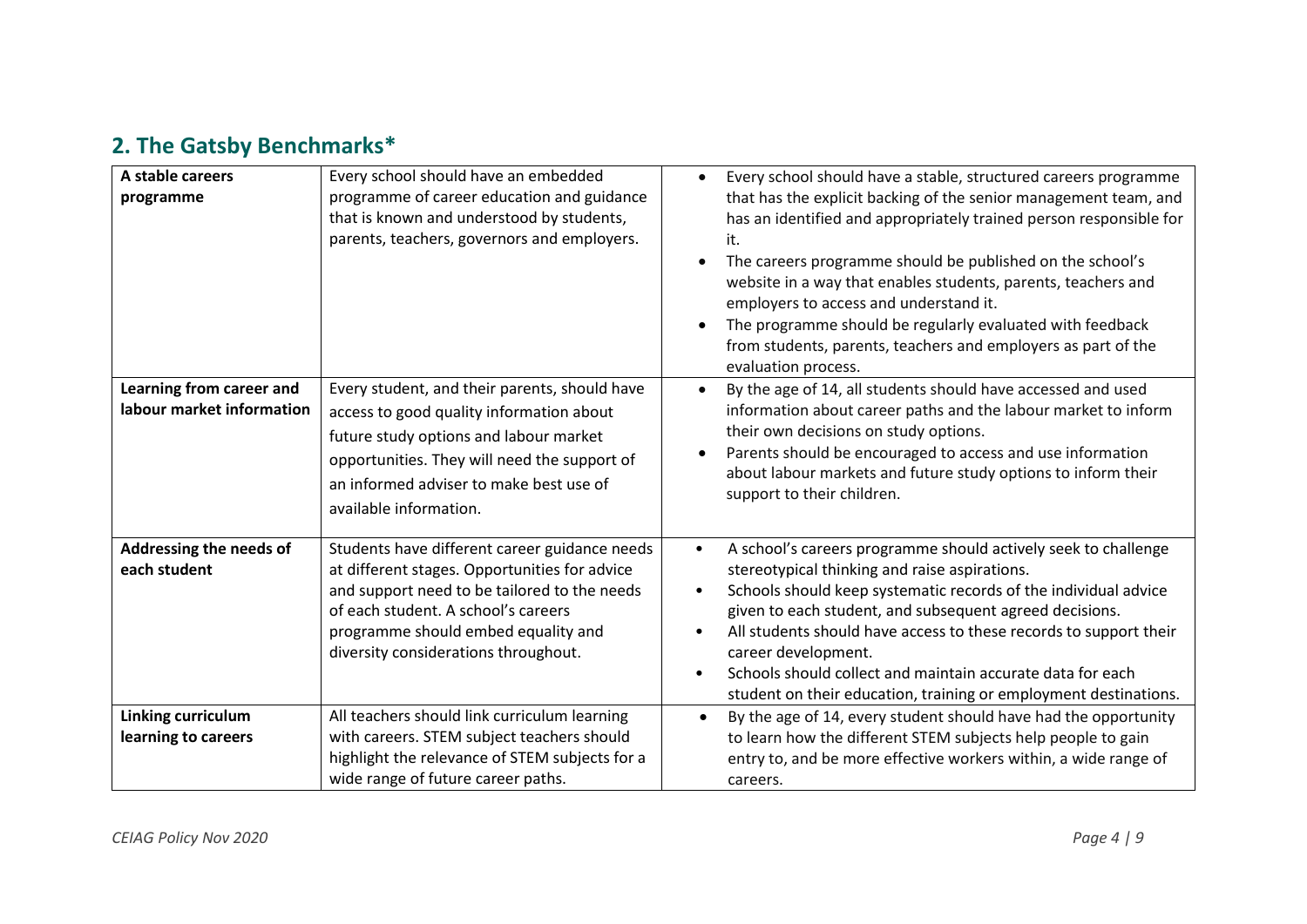## 2. The Gatsby Benchmarks*

| | | |
|---|---|---|
| **A stable careers programme** | Every school should have an embedded programme of career education and guidance that is known and understood by students, parents, teachers, governors and employers. | • Every school should have a stable, structured careers programme that has the explicit backing of the senior management team, and has an identified and appropriately trained person responsible for it.<br>• The careers programme should be published on the school's website in a way that enables students, parents, teachers and employers to access and understand it.<br>• The programme should be regularly evaluated with feedback from students, parents, teachers and employers as part of the evaluation process. |
| **Learning from career and labour market information** | Every student, and their parents, should have access to good quality information about future study options and labour market opportunities. They will need the support of an informed adviser to make best use of available information. | • By the age of 14, all students should have accessed and used information about career paths and the labour market to inform their own decisions on study options.<br>• Parents should be encouraged to access and use information about labour markets and future study options to inform their support to their children. |
| **Addressing the needs of each student** | Students have different career guidance needs at different stages. Opportunities for advice and support need to be tailored to the needs of each student. A school's careers programme should embed equality and diversity considerations throughout. | • A school's careers programme should actively seek to challenge stereotypical thinking and raise aspirations.<br>• Schools should keep systematic records of the individual advice given to each student, and subsequent agreed decisions.<br>• All students should have access to these records to support their career development.<br>• Schools should collect and maintain accurate data for each student on their education, training or employment destinations. |
| **Linking curriculum learning to careers** | All teachers should link curriculum learning with careers. STEM subject teachers should highlight the relevance of STEM subjects for a wide range of future career paths. | • By the age of 14, every student should have had the opportunity to learn how the different STEM subjects help people to gain entry to, and be more effective workers within, a wide range of careers. |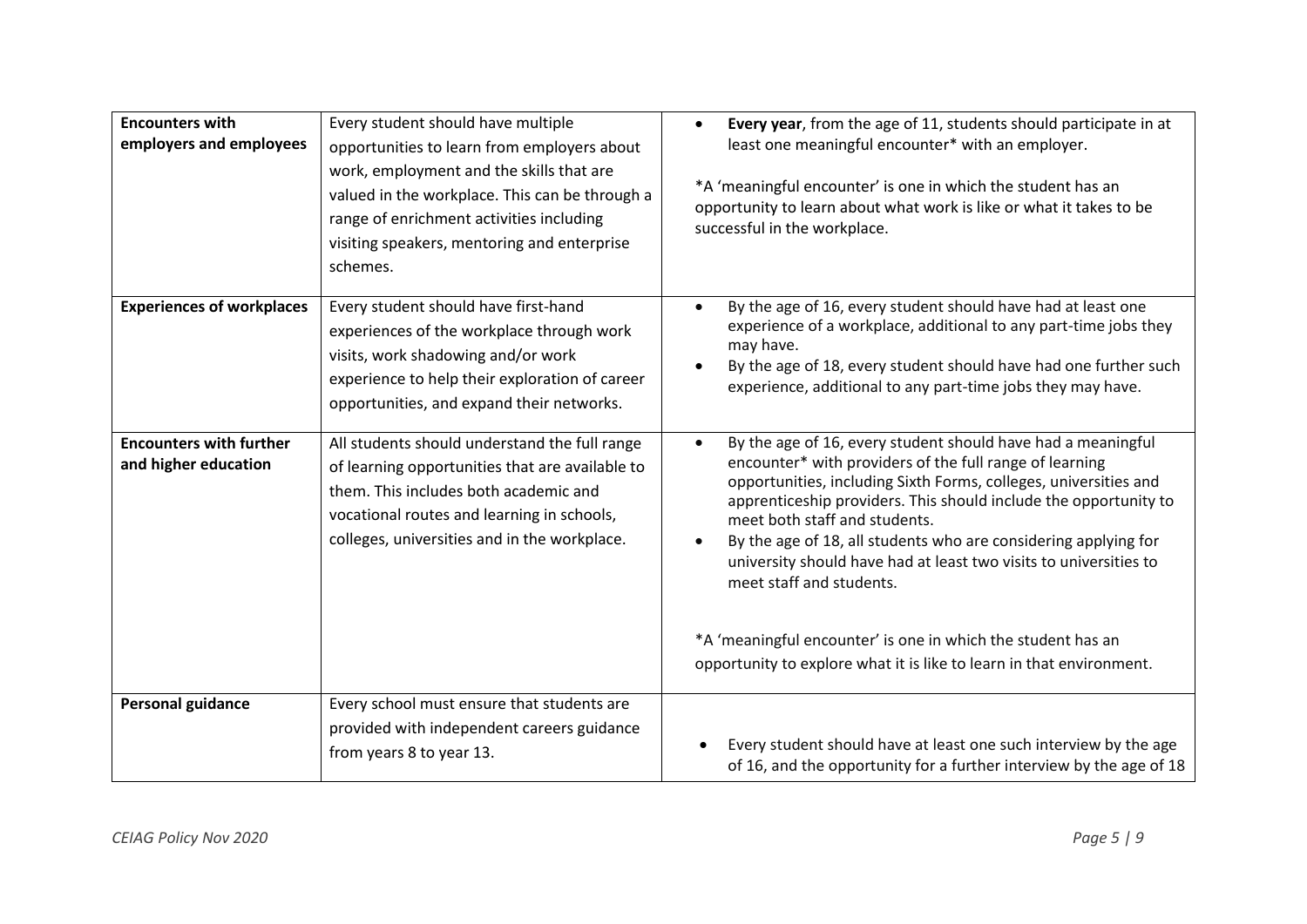| | | |
|---|---|---|
| **Encounters with employers and employees** | Every student should have multiple opportunities to learn from employers about work, employment and the skills that are valued in the workplace. This can be through a range of enrichment activities including visiting speakers, mentoring and enterprise schemes. | • **Every year**, from the age of 11, students should participate in at least one meaningful encounter* with an employer.<br><br>*A 'meaningful encounter' is one in which the student has an opportunity to learn about what work is like or what it takes to be successful in the workplace. |
| **Experiences of workplaces** | Every student should have first-hand experiences of the workplace through work visits, work shadowing and/or work experience to help their exploration of career opportunities, and expand their networks. | • By the age of 16, every student should have had at least one experience of a workplace, additional to any part-time jobs they may have.<br>• By the age of 18, every student should have had one further such experience, additional to any part-time jobs they may have. |
| **Encounters with further and higher education** | All students should understand the full range of learning opportunities that are available to them. This includes both academic and vocational routes and learning in schools, colleges, universities and in the workplace. | • By the age of 16, every student should have had a meaningful encounter* with providers of the full range of learning opportunities, including Sixth Forms, colleges, universities and apprenticeship providers. This should include the opportunity to meet both staff and students.<br>• By the age of 18, all students who are considering applying for university should have had at least two visits to universities to meet staff and students.<br><br>*A 'meaningful encounter' is one in which the student has an opportunity to explore what it is like to learn in that environment. |
| **Personal guidance** | Every school must ensure that students are provided with independent careers guidance from years 8 to year 13. | • Every student should have at least one such interview by the age of 16, and the opportunity for a further interview by the age of 18 |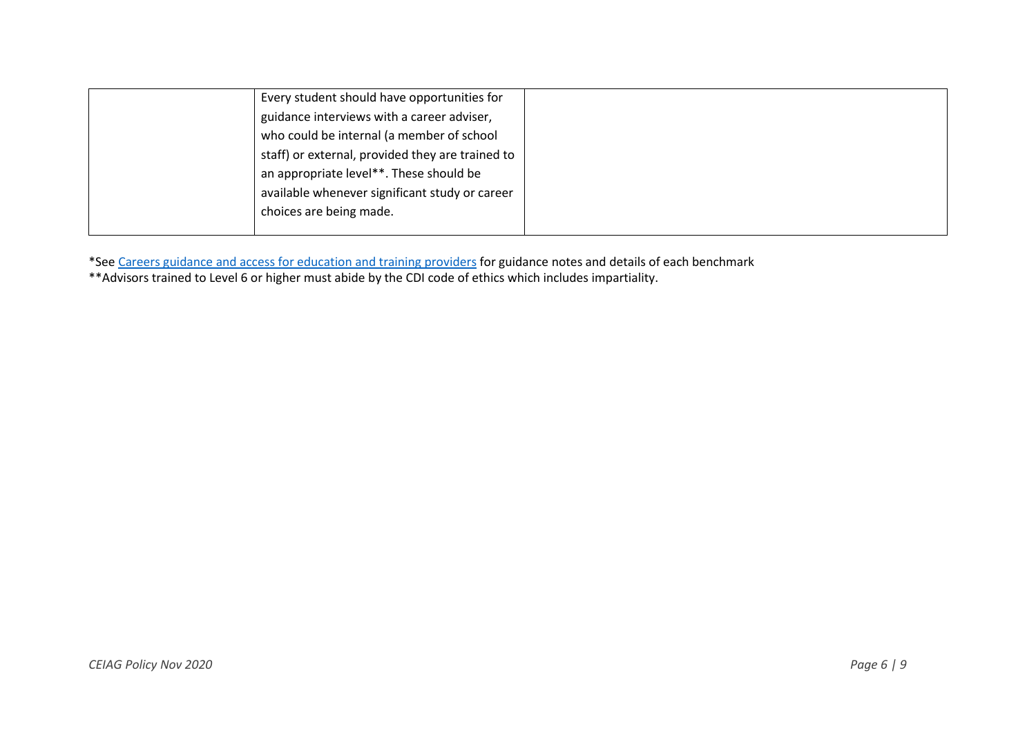|  |  |  |
|---|---|---|
|  | Every student should have opportunities for guidance interviews with a career adviser, who could be internal (a member of school staff) or external, provided they are trained to an appropriate level**. These should be available whenever significant study or career choices are being made. |  |

*See [Careers guidance and access for education and training providers] for guidance notes and details of each benchmark
**Advisors trained to Level 6 or higher must abide by the CDI code of ethics which includes impartiality.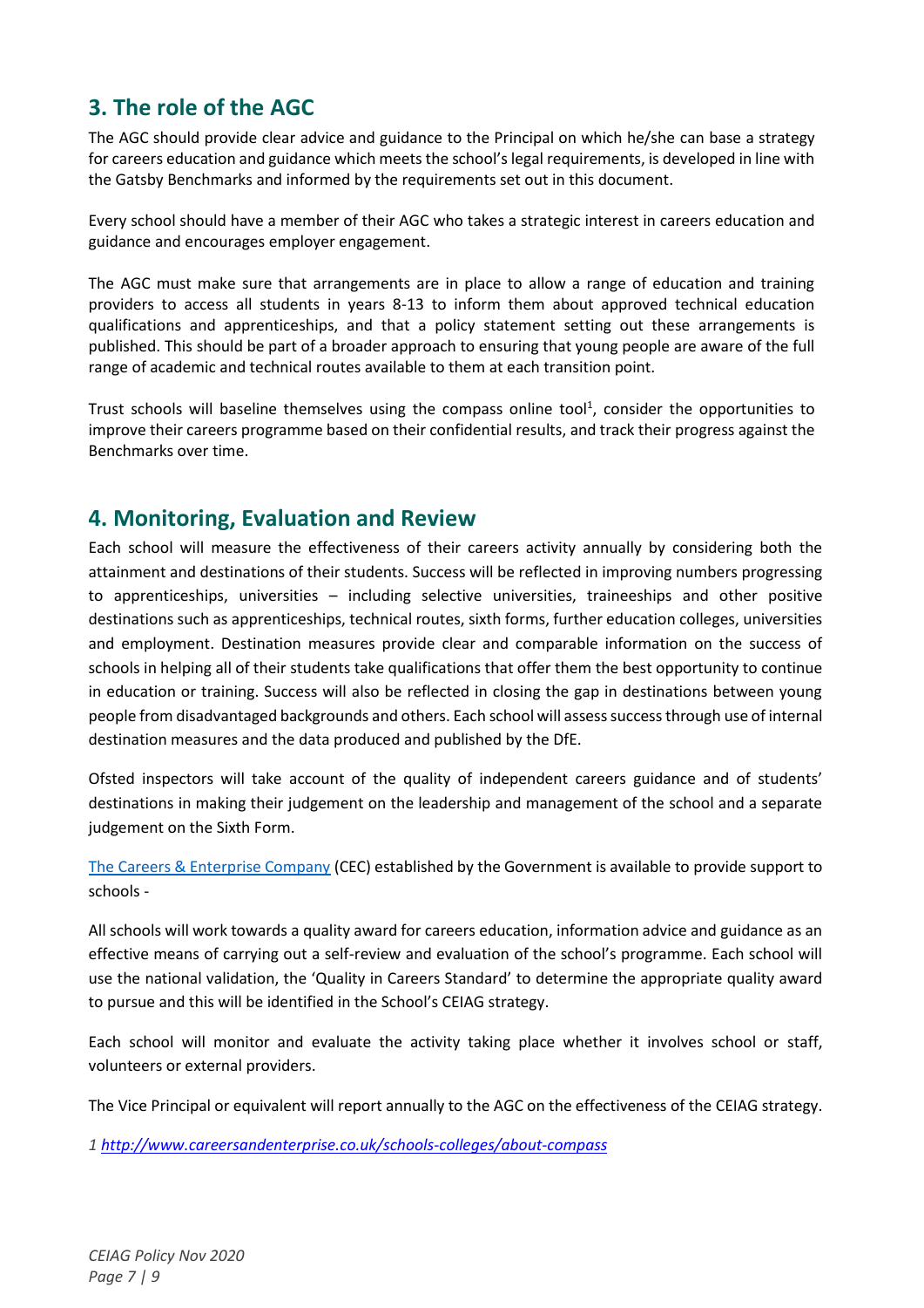## 3. The role of the AGC

The AGC should provide clear advice and guidance to the Principal on which he/she can base a strategy for careers education and guidance which meets the school's legal requirements, is developed in line with the Gatsby Benchmarks and informed by the requirements set out in this document.

Every school should have a member of their AGC who takes a strategic interest in careers education and guidance and encourages employer engagement.

The AGC must make sure that arrangements are in place to allow a range of education and training providers to access all students in years 8-13 to inform them about approved technical education qualifications and apprenticeships, and that a policy statement setting out these arrangements is published. This should be part of a broader approach to ensuring that young people are aware of the full range of academic and technical routes available to them at each transition point.

Trust schools will baseline themselves using the compass online tool[1], consider the opportunities to improve their careers programme based on their confidential results, and track their progress against the Benchmarks over time.

## 4. Monitoring, Evaluation and Review

Each school will measure the effectiveness of their careers activity annually by considering both the attainment and destinations of their students. Success will be reflected in improving numbers progressing to apprenticeships, universities – including selective universities, traineeships and other positive destinations such as apprenticeships, technical routes, sixth forms, further education colleges, universities and employment. Destination measures provide clear and comparable information on the success of schools in helping all of their students take qualifications that offer them the best opportunity to continue in education or training. Success will also be reflected in closing the gap in destinations between young people from disadvantaged backgrounds and others. Each school will assess success through use of internal destination measures and the data produced and published by the DfE.

Ofsted inspectors will take account of the quality of independent careers guidance and of students' destinations in making their judgement on the leadership and management of the school and a separate judgement on the Sixth Form.

[The Careers & Enterprise Company](#) (CEC) established by the Government is available to provide support to schools -

All schools will work towards a quality award for careers education, information advice and guidance as an effective means of carrying out a self-review and evaluation of the school's programme. Each school will use the national validation, the 'Quality in Careers Standard' to determine the appropriate quality award to pursue and this will be identified in the School's CEIAG strategy.

Each school will monitor and evaluate the activity taking place whether it involves school or staff, volunteers or external providers.

The Vice Principal or equivalent will report annually to the AGC on the effectiveness of the CEIAG strategy.

*1 http://www.careersandenterprise.co.uk/schools-colleges/about-compass*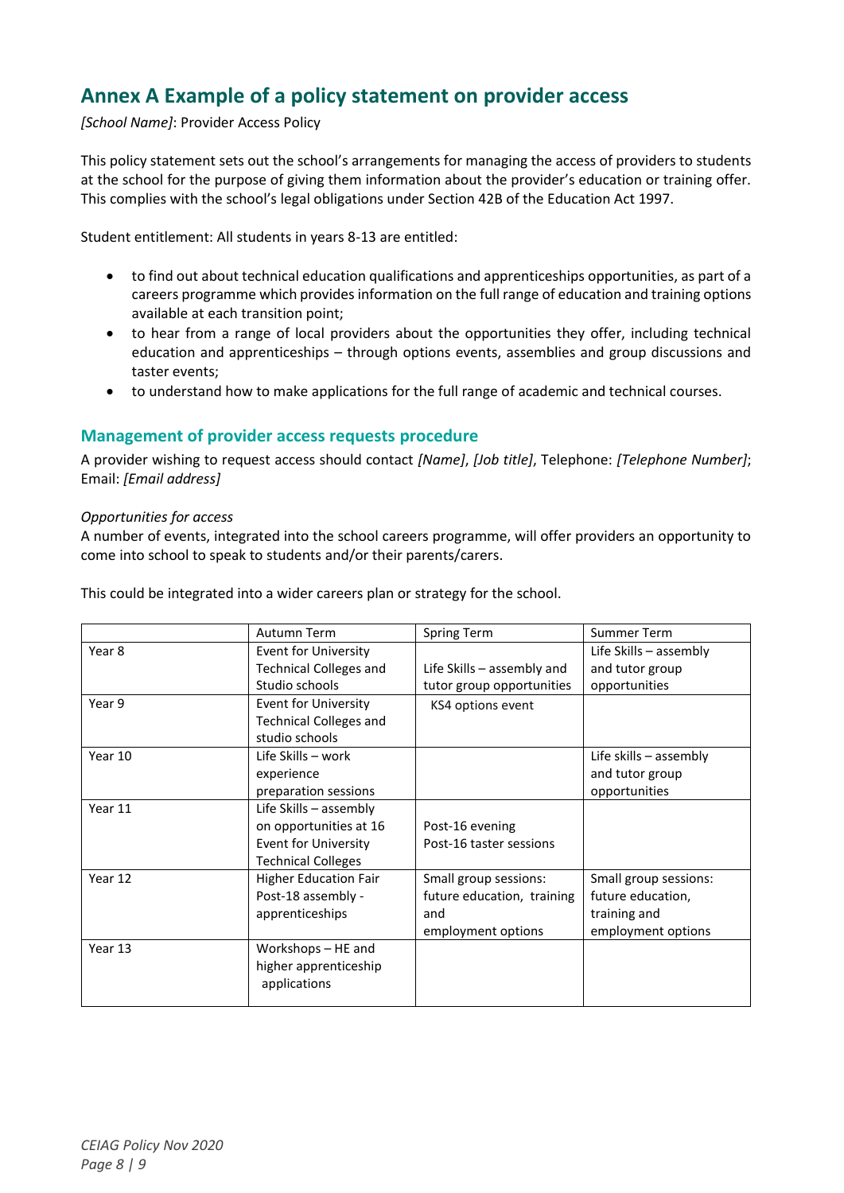## Annex A Example of a policy statement on provider access

*[School Name]*: Provider Access Policy

This policy statement sets out the school's arrangements for managing the access of providers to students at the school for the purpose of giving them information about the provider's education or training offer. This complies with the school's legal obligations under Section 42B of the Education Act 1997.

Student entitlement: All students in years 8-13 are entitled:

- to find out about technical education qualifications and apprenticeships opportunities, as part of a careers programme which provides information on the full range of education and training options available at each transition point;
- to hear from a range of local providers about the opportunities they offer, including technical education and apprenticeships – through options events, assemblies and group discussions and taster events;
- to understand how to make applications for the full range of academic and technical courses.

### Management of provider access requests procedure

A provider wishing to request access should contact *[Name]*, *[Job title]*, Telephone: *[Telephone Number]*; Email: *[Email address]*

*Opportunities for access*

A number of events, integrated into the school careers programme, will offer providers an opportunity to come into school to speak to students and/or their parents/carers.

This could be integrated into a wider careers plan or strategy for the school.

| | Autumn Term | Spring Term | Summer Term |
|---|---|---|---|
| Year 8 | Event for University Technical Colleges and Studio schools | Life Skills – assembly and tutor group opportunities | Life Skills – assembly and tutor group opportunities |
| Year 9 | Event for University Technical Colleges and studio schools | KS4 options event | |
| Year 10 | Life Skills – work experience preparation sessions | | Life skills – assembly and tutor group opportunities |
| Year 11 | Life Skills – assembly on opportunities at 16<br>Event for University Technical Colleges | Post-16 evening<br>Post-16 taster sessions | |
| Year 12 | Higher Education Fair<br>Post-18 assembly - apprenticeships | Small group sessions: future education, training and employment options | Small group sessions: future education, training and employment options |
| Year 13 | Workshops – HE and higher apprenticeship applications | | |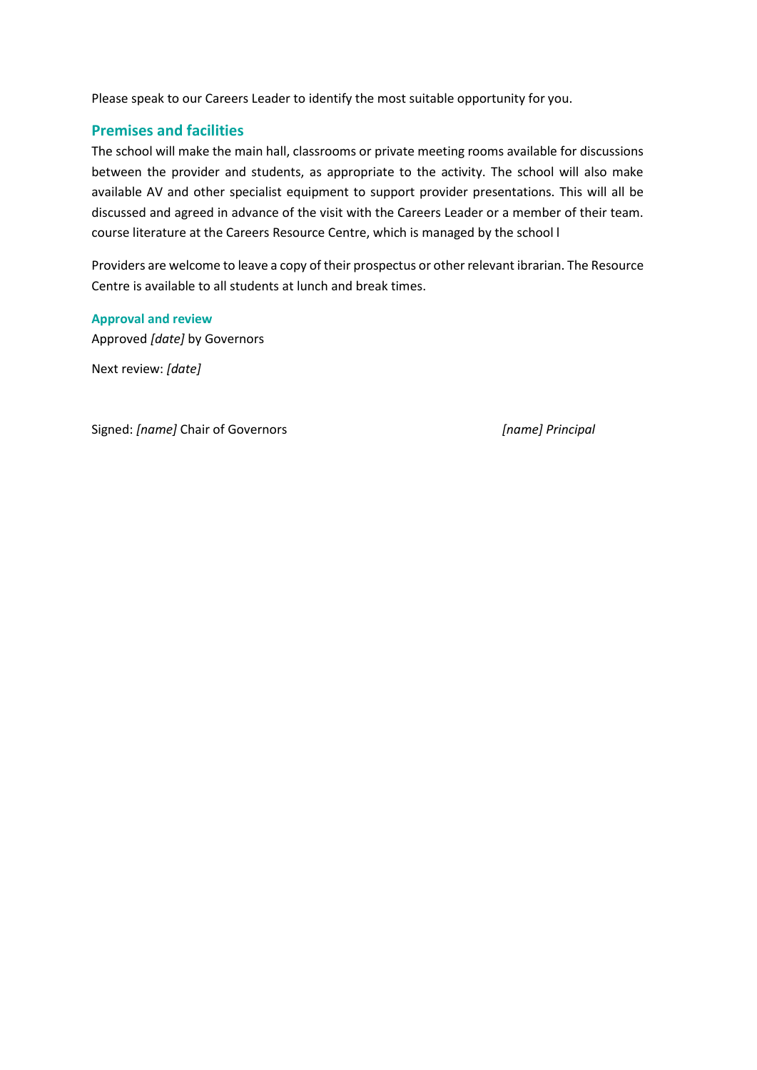Please speak to our Careers Leader to identify the most suitable opportunity for you.

## Premises and facilities

The school will make the main hall, classrooms or private meeting rooms available for discussions between the provider and students, as appropriate to the activity. The school will also make available AV and other specialist equipment to support provider presentations. This will all be discussed and agreed in advance of the visit with the Careers Leader or a member of their team. course literature at the Careers Resource Centre, which is managed by the school l

Providers are welcome to leave a copy of their prospectus or other relevant ibrarian. The Resource Centre is available to all students at lunch and break times.

### Approval and review

Approved *[date]* by Governors

Next review: *[date]*

Signed: *[name]* Chair of Governors *[name] Principal*